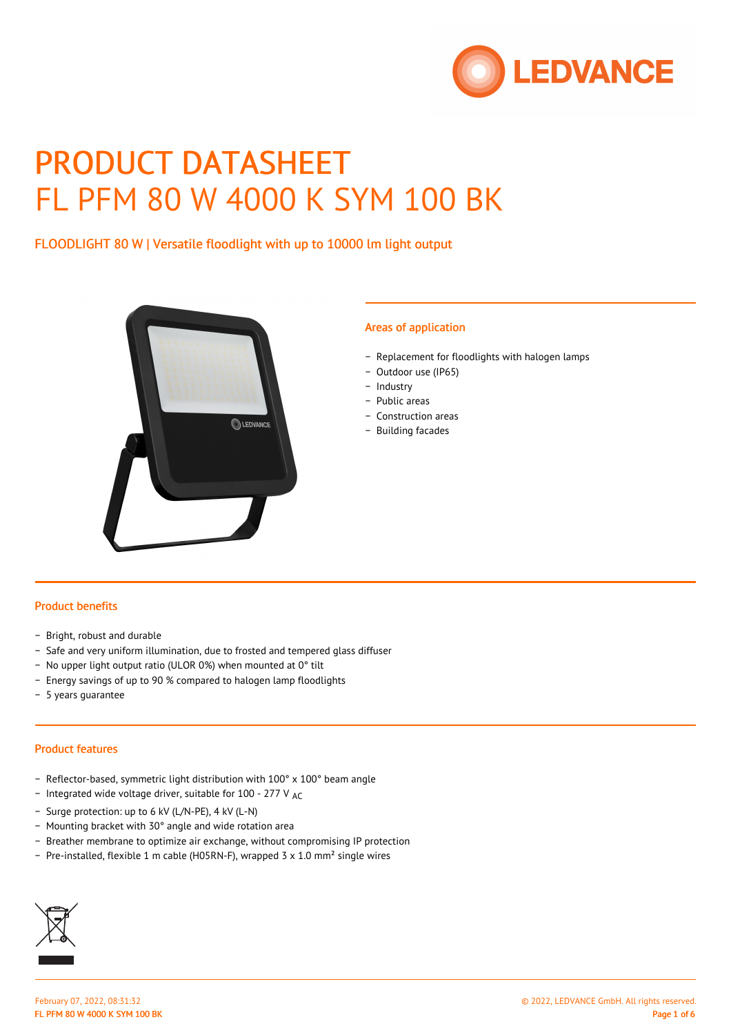# PRODUCT DATASHEET
# FL PFM 80 W 4000 K SYM 100 BK

FLOODLIGHT 80 W | Versatile floodlight with up to 10000 lm light output

## Areas of application

- Replacement for floodlights with halogen lamps
- Outdoor use (IP65)
- Industry
- Public areas
- Construction areas
- Building facades

## Product benefits

- Bright, robust and durable
- Safe and very uniform illumination, due to frosted and tempered glass diffuser
- No upper light output ratio (ULOR 0%) when mounted at 0° tilt
- Energy savings of up to 90 % compared to halogen lamp floodlights
- 5 years guarantee

## Product features

- Reflector-based, symmetric light distribution with 100° x 100° beam angle
- Integrated wide voltage driver, suitable for 100 - 277 $V_{AC}$
- Surge protection: up to 6 kV (L/N-PE), 4 kV (L-N)
- Mounting bracket with 30° angle and wide rotation area
- Breather membrane to optimize air exchange, without compromising IP protection
- Pre-installed, flexible 1 m cable (H05RN-F), wrapped 3 x 1.0 mm² single wires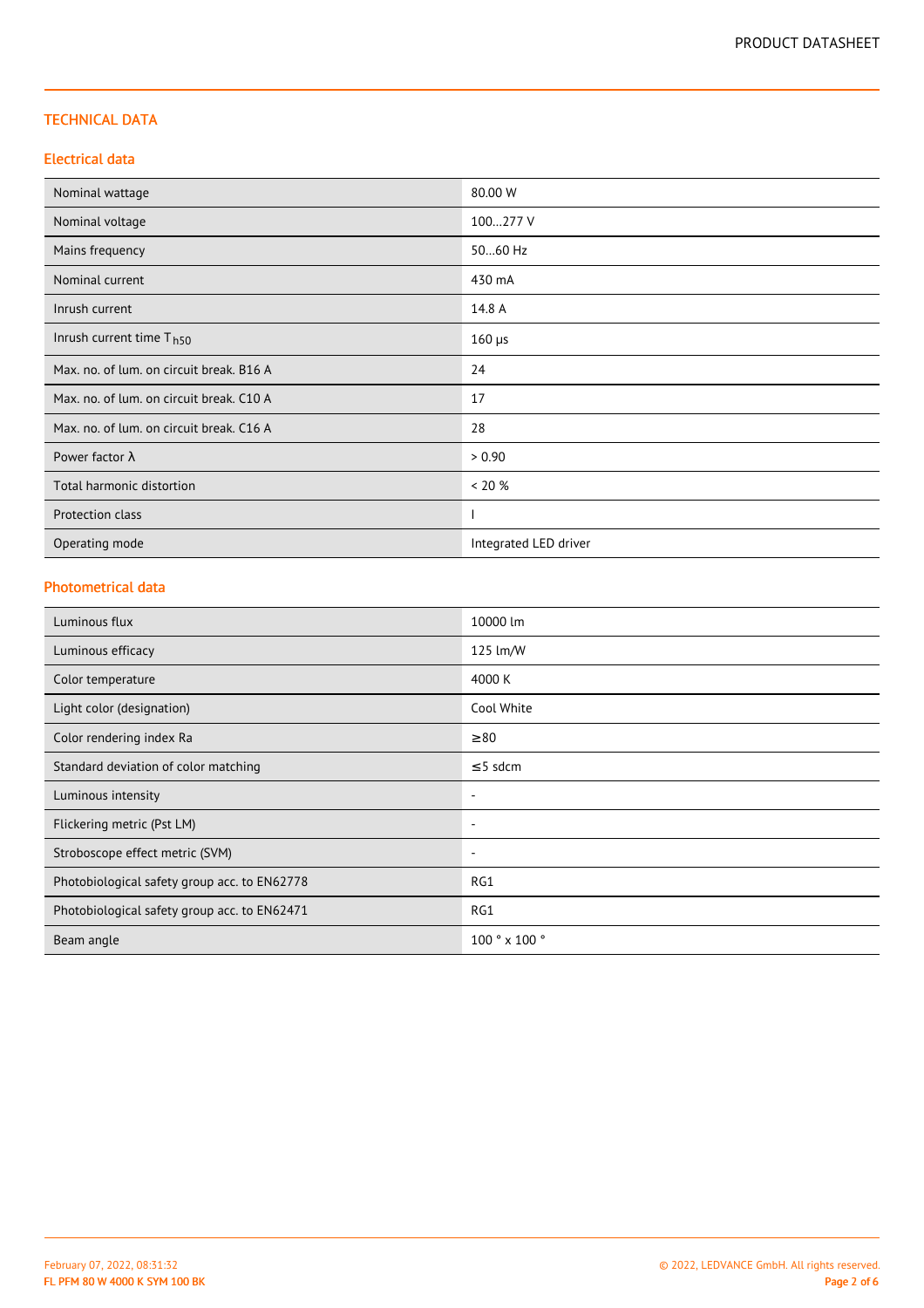## TECHNICAL DATA

### Electrical data

| | |
|---|---|
| Nominal wattage | 80.00 W |
| Nominal voltage | 100…277 V |
| Mains frequency | 50…60 Hz |
| Nominal current | 430 mA |
| Inrush current | 14.8 A |
| Inrush current time $T_{h50}$ | 160 µs |
| Max. no. of lum. on circuit break. B16 A | 24 |
| Max. no. of lum. on circuit break. C10 A | 17 |
| Max. no. of lum. on circuit break. C16 A | 28 |
| Power factor λ | > 0.90 |
| Total harmonic distortion | < 20 % |
| Protection class | I |
| Operating mode | Integrated LED driver |

### Photometrical data

| | |
|---|---|
| Luminous flux | 10000 lm |
| Luminous efficacy | 125 lm/W |
| Color temperature | 4000 K |
| Light color (designation) | Cool White |
| Color rendering index Ra | ≥80 |
| Standard deviation of color matching | ≤5 sdcm |
| Luminous intensity | - |
| Flickering metric (Pst LM) | - |
| Stroboscope effect metric (SVM) | - |
| Photobiological safety group acc. to EN62778 | RG1 |
| Photobiological safety group acc. to EN62471 | RG1 |
| Beam angle | 100 ° x 100 ° |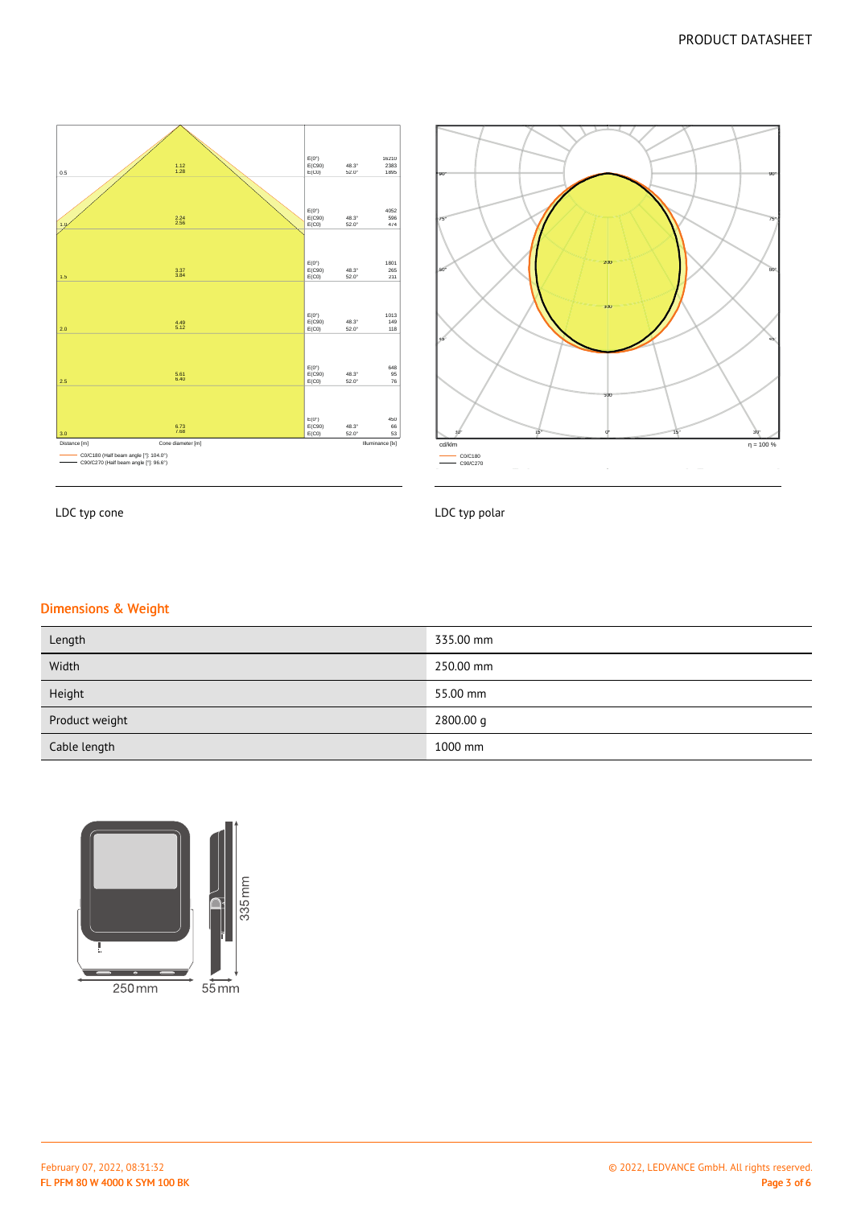LDC typ cone

LDC typ polar

## Dimensions & Weight

| | |
|---|---|
| Length | 335.00 mm |
| Width | 250.00 mm |
| Height | 55.00 mm |
| Product weight | 2800.00 g |
| Cable length | 1000 mm |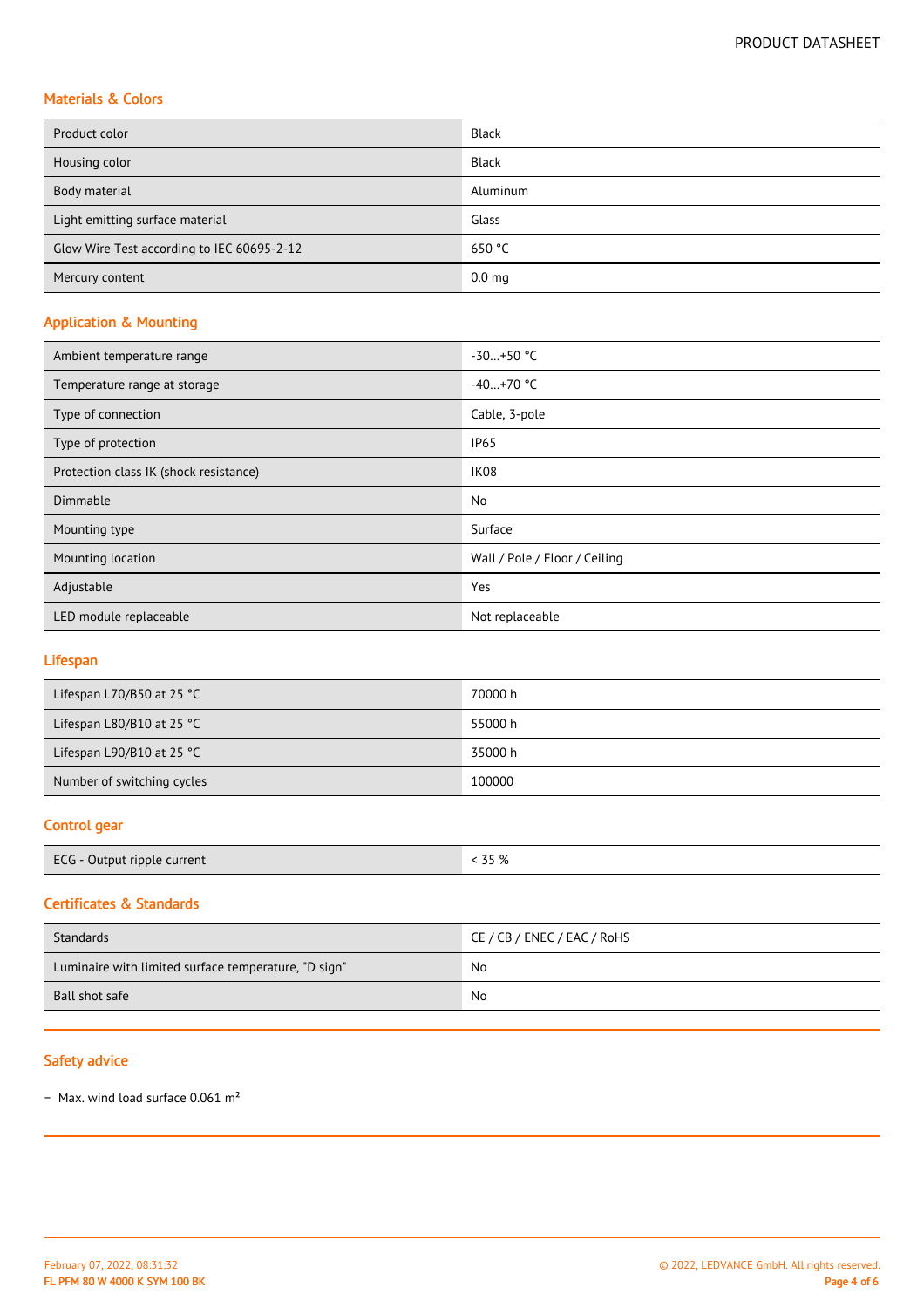## Materials & Colors

| Product color | Black |
| --- | --- |
| Housing color | Black |
| Body material | Aluminum |
| Light emitting surface material | Glass |
| Glow Wire Test according to IEC 60695-2-12 | 650 °C |
| Mercury content | 0.0 mg |

## Application & Mounting

| Ambient temperature range | -30…+50 °C |
| --- | --- |
| Temperature range at storage | -40…+70 °C |
| Type of connection | Cable, 3-pole |
| Type of protection | IP65 |
| Protection class IK (shock resistance) | IK08 |
| Dimmable | No |
| Mounting type | Surface |
| Mounting location | Wall / Pole / Floor / Ceiling |
| Adjustable | Yes |
| LED module replaceable | Not replaceable |

## Lifespan

| Lifespan L70/B50 at 25 °C | 70000 h |
| --- | --- |
| Lifespan L80/B10 at 25 °C | 55000 h |
| Lifespan L90/B10 at 25 °C | 35000 h |
| Number of switching cycles | 100000 |

## Control gear

| ECG - Output ripple current | < 35 % |
| --- | --- |

## Certificates & Standards

| Standards | CE / CB / ENEC / EAC / RoHS |
| --- | --- |
| Luminaire with limited surface temperature, "D sign" | No |
| Ball shot safe | No |

## Safety advice

- Max. wind load surface 0.061 m²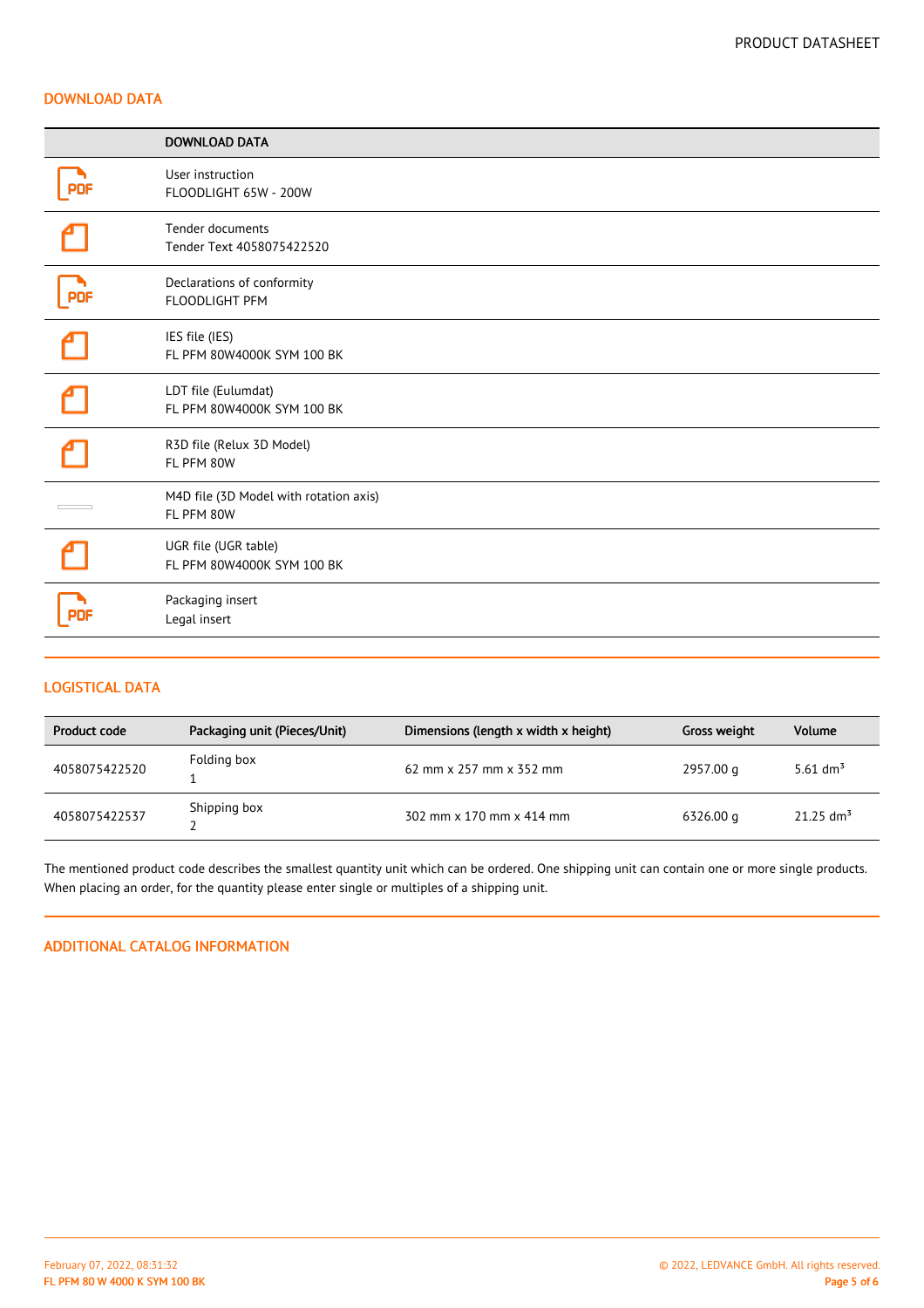## DOWNLOAD DATA

| | DOWNLOAD DATA |
|---|---|
| | User instruction<br>FLOODLIGHT 65W - 200W |
| | Tender documents<br>Tender Text 4058075422520 |
| | Declarations of conformity<br>FLOODLIGHT PFM |
| | IES file (IES)<br>FL PFM 80W4000K SYM 100 BK |
| | LDT file (Eulumdat)<br>FL PFM 80W4000K SYM 100 BK |
| | R3D file (Relux 3D Model)<br>FL PFM 80W |
| | M4D file (3D Model with rotation axis)<br>FL PFM 80W |
| | UGR file (UGR table)<br>FL PFM 80W4000K SYM 100 BK |
| | Packaging insert<br>Legal insert |

## LOGISTICAL DATA

| Product code | Packaging unit (Pieces/Unit) | Dimensions (length x width x height) | Gross weight | Volume |
|---|---|---|---|---|
| 4058075422520 | Folding box<br>1 | 62 mm x 257 mm x 352 mm | 2957.00 g | 5.61 $dm^3$ |
| 4058075422537 | Shipping box<br>2 | 302 mm x 170 mm x 414 mm | 6326.00 g | 21.25 $dm^3$ |

The mentioned product code describes the smallest quantity unit which can be ordered. One shipping unit can contain one or more single products. When placing an order, for the quantity please enter single or multiples of a shipping unit.

## ADDITIONAL CATALOG INFORMATION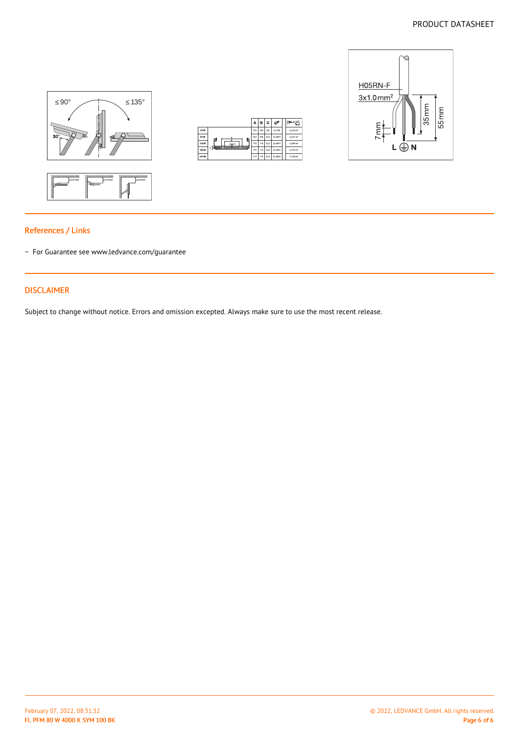## References / Links

– For Guarantee see www.ledvance.com/guarantee

## DISCLAIMER

Subject to change without notice. Errors and omission excepted. Always make sure to use the most recent release.